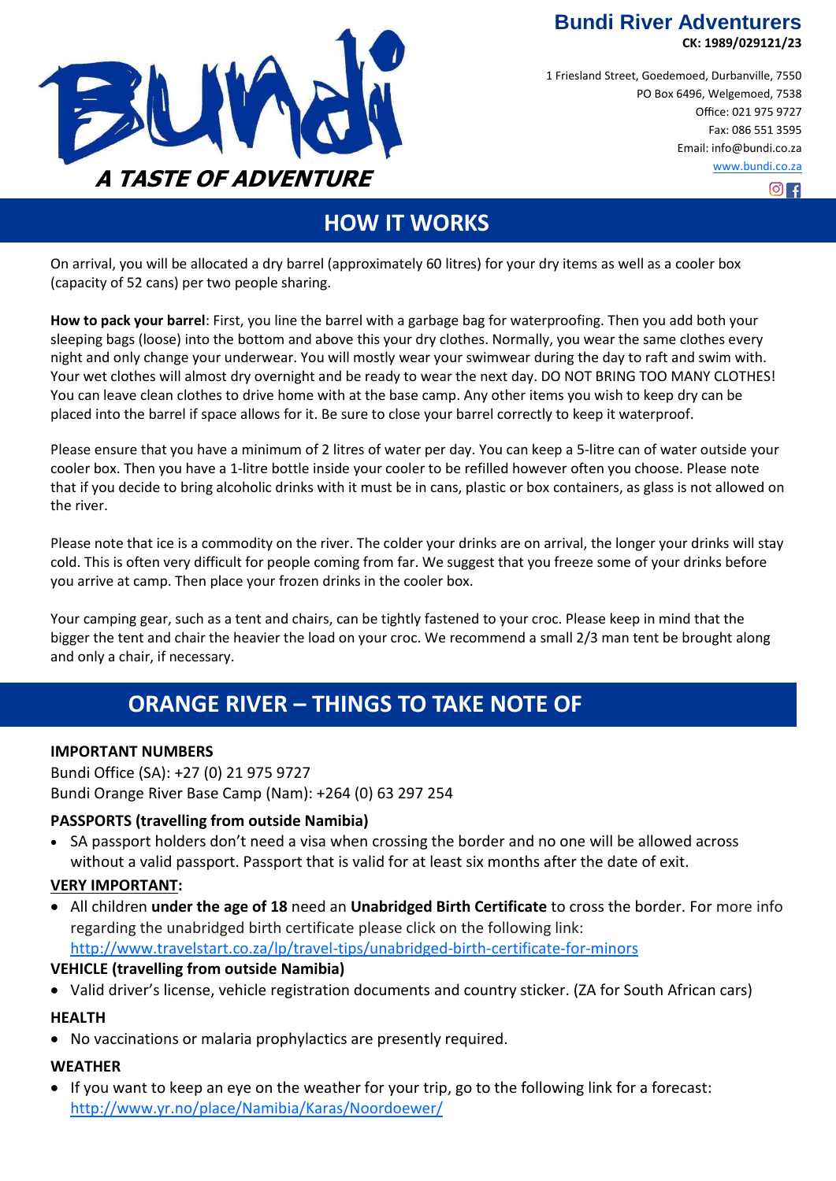**A TASTE OF ADVENTURE**

**Bundi River Adventurers**
**CK: 1989/029121/23**

1 Friesland Street, Goedemoed, Durbanville, 7550
PO Box 6496, Welgemoed, 7538
Office: 021 975 9727
Fax: 086 551 3595
Email: info@bundi.co.za
www.bundi.co.za

## HOW IT WORKS

On arrival, you will be allocated a dry barrel (approximately 60 litres) for your dry items as well as a cooler box (capacity of 52 cans) per two people sharing.

**How to pack your barrel**: First, you line the barrel with a garbage bag for waterproofing. Then you add both your sleeping bags (loose) into the bottom and above this your dry clothes. Normally, you wear the same clothes every night and only change your underwear. You will mostly wear your swimwear during the day to raft and swim with. Your wet clothes will almost dry overnight and be ready to wear the next day. DO NOT BRING TOO MANY CLOTHES! You can leave clean clothes to drive home with at the base camp. Any other items you wish to keep dry can be placed into the barrel if space allows for it. Be sure to close your barrel correctly to keep it waterproof.

Please ensure that you have a minimum of 2 litres of water per day. You can keep a 5-litre can of water outside your cooler box. Then you have a 1-litre bottle inside your cooler to be refilled however often you choose. Please note that if you decide to bring alcoholic drinks with it must be in cans, plastic or box containers, as glass is not allowed on the river.

Please note that ice is a commodity on the river. The colder your drinks are on arrival, the longer your drinks will stay cold. This is often very difficult for people coming from far. We suggest that you freeze some of your drinks before you arrive at camp. Then place your frozen drinks in the cooler box.

Your camping gear, such as a tent and chairs, can be tightly fastened to your croc. Please keep in mind that the bigger the tent and chair the heavier the load on your croc. We recommend a small 2/3 man tent be brought along and only a chair, if necessary.

## ORANGE RIVER – THINGS TO TAKE NOTE OF

**IMPORTANT NUMBERS**

Bundi Office (SA): +27 (0) 21 975 9727
Bundi Orange River Base Camp (Nam): +264 (0) 63 297 254

**PASSPORTS (travelling from outside Namibia)**

- SA passport holders don't need a visa when crossing the border and no one will be allowed across without a valid passport. Passport that is valid for at least six months after the date of exit.

**VERY IMPORTANT:**

- All children **under the age of 18** need an **Unabridged Birth Certificate** to cross the border. For more info regarding the unabridged birth certificate please click on the following link: http://www.travelstart.co.za/lp/travel-tips/unabridged-birth-certificate-for-minors

**VEHICLE (travelling from outside Namibia)**

- Valid driver's license, vehicle registration documents and country sticker. (ZA for South African cars)

**HEALTH**

- No vaccinations or malaria prophylactics are presently required.

**WEATHER**

- If you want to keep an eye on the weather for your trip, go to the following link for a forecast: http://www.yr.no/place/Namibia/Karas/Noordoewer/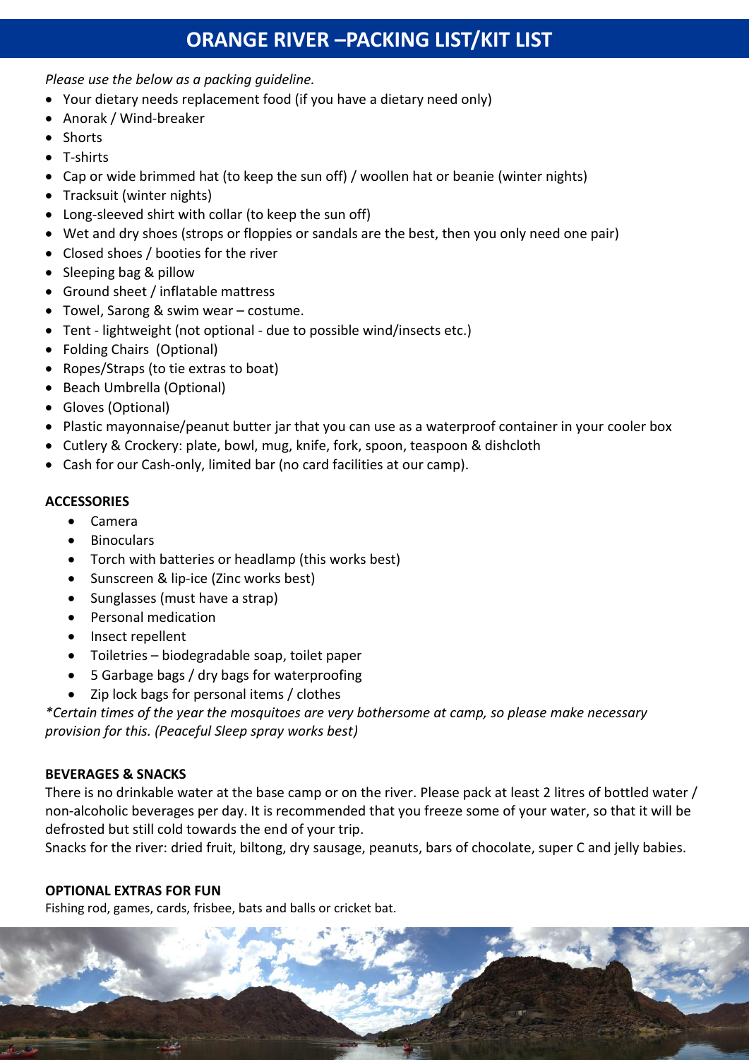# ORANGE RIVER –PACKING LIST/KIT LIST

*Please use the below as a packing guideline.*

- Your dietary needs replacement food (if you have a dietary need only)
- Anorak / Wind-breaker
- Shorts
- T-shirts
- Cap or wide brimmed hat (to keep the sun off) / woollen hat or beanie (winter nights)
- Tracksuit (winter nights)
- Long-sleeved shirt with collar (to keep the sun off)
- Wet and dry shoes (strops or floppies or sandals are the best, then you only need one pair)
- Closed shoes / booties for the river
- Sleeping bag & pillow
- Ground sheet / inflatable mattress
- Towel, Sarong & swim wear – costume.
- Tent - lightweight (not optional - due to possible wind/insects etc.)
- Folding Chairs (Optional)
- Ropes/Straps (to tie extras to boat)
- Beach Umbrella (Optional)
- Gloves (Optional)
- Plastic mayonnaise/peanut butter jar that you can use as a waterproof container in your cooler box
- Cutlery & Crockery: plate, bowl, mug, knife, fork, spoon, teaspoon & dishcloth
- Cash for our Cash-only, limited bar (no card facilities at our camp).

**ACCESSORIES**

- Camera
- Binoculars
- Torch with batteries or headlamp (this works best)
- Sunscreen & lip-ice (Zinc works best)
- Sunglasses (must have a strap)
- Personal medication
- Insect repellent
- Toiletries – biodegradable soap, toilet paper
- 5 Garbage bags / dry bags for waterproofing
- Zip lock bags for personal items / clothes

*\*Certain times of the year the mosquitoes are very bothersome at camp, so please make necessary provision for this. (Peaceful Sleep spray works best)*

**BEVERAGES & SNACKS**

There is no drinkable water at the base camp or on the river. Please pack at least 2 litres of bottled water / non-alcoholic beverages per day. It is recommended that you freeze some of your water, so that it will be defrosted but still cold towards the end of your trip.

Snacks for the river: dried fruit, biltong, dry sausage, peanuts, bars of chocolate, super C and jelly babies.

**OPTIONAL EXTRAS FOR FUN**

Fishing rod, games, cards, frisbee, bats and balls or cricket bat.